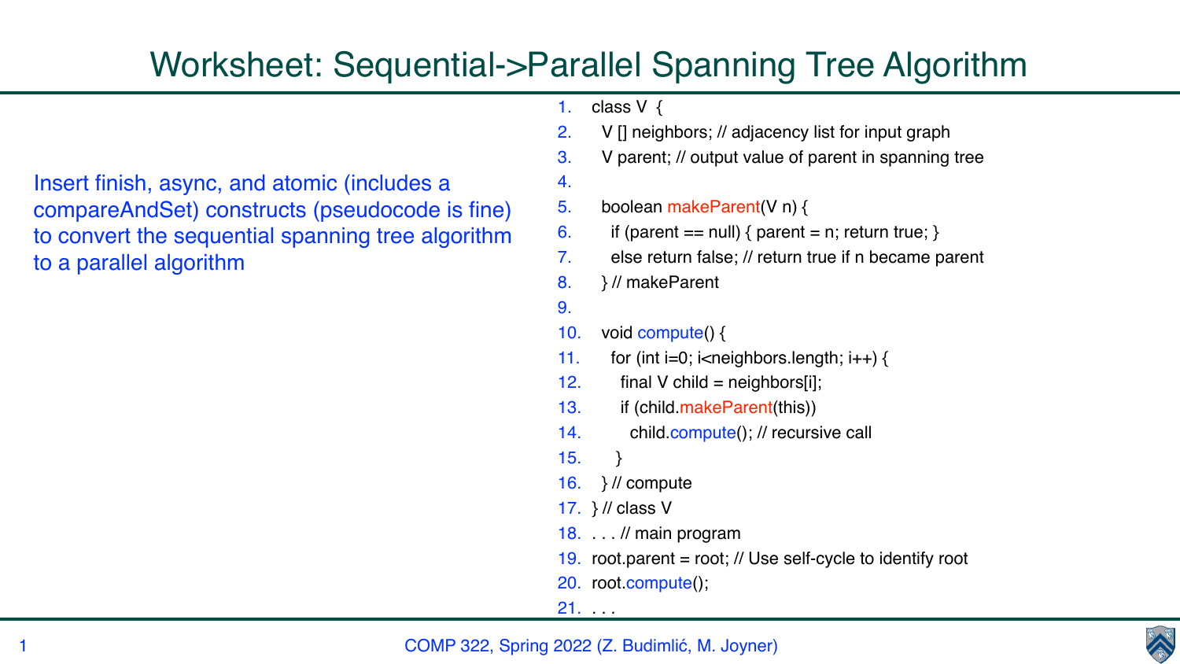# Worksheet: Sequential->Parallel Spanning Tree Algorithm

Insert finish, async, and atomic (includes a compareAndSet) constructs (pseudocode is fine) to convert the sequential spanning tree algorithm to a parallel algorithm

```
1.  class V {
2.    V [] neighbors; // adjacency list for input graph
3.    V parent; // output value of parent in spanning tree
4.
5.    boolean makeParent(V n) {
6.      if (parent == null) { parent = n; return true; }
7.      else return false; // return true if n became parent
8.    } // makeParent
9.
10.   void compute() {
11.     for (int i=0; i<neighbors.length; i++) {
12.       final V child = neighbors[i];
13.       if (child.makeParent(this))
14.         child.compute(); // recursive call
15.     }
16.   } // compute
17. } // class V
18. . . . // main program
19. root.parent = root; // Use self-cycle to identify root
20. root.compute();
21. . . .
```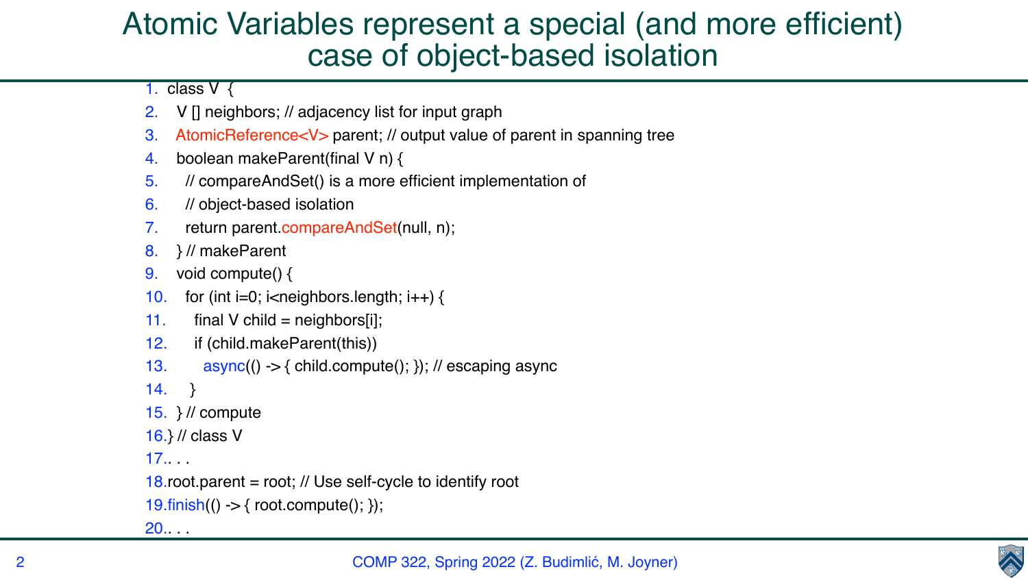# Atomic Variables represent a special (and more efficient) case of object-based isolation

```
1.  class V  {
2.    V [] neighbors; // adjacency list for input graph
3.    AtomicReference<V> parent; // output value of parent in spanning tree
4.    boolean makeParent(final V n) {
5.      // compareAndSet() is a more efficient implementation of
6.      // object-based isolation
7.      return parent.compareAndSet(null, n);
8.    } // makeParent
9.    void compute() {
10.     for (int i=0; i<neighbors.length; i++) {
11.       final V child = neighbors[i];
12.       if (child.makeParent(this))
13.         async(() -> { child.compute(); }); // escaping async
14.     }
15.   } // compute
16.} // class V
17.. . .
18.root.parent = root; // Use self-cycle to identify root
19.finish(() -> { root.compute(); });
20.. . .
```